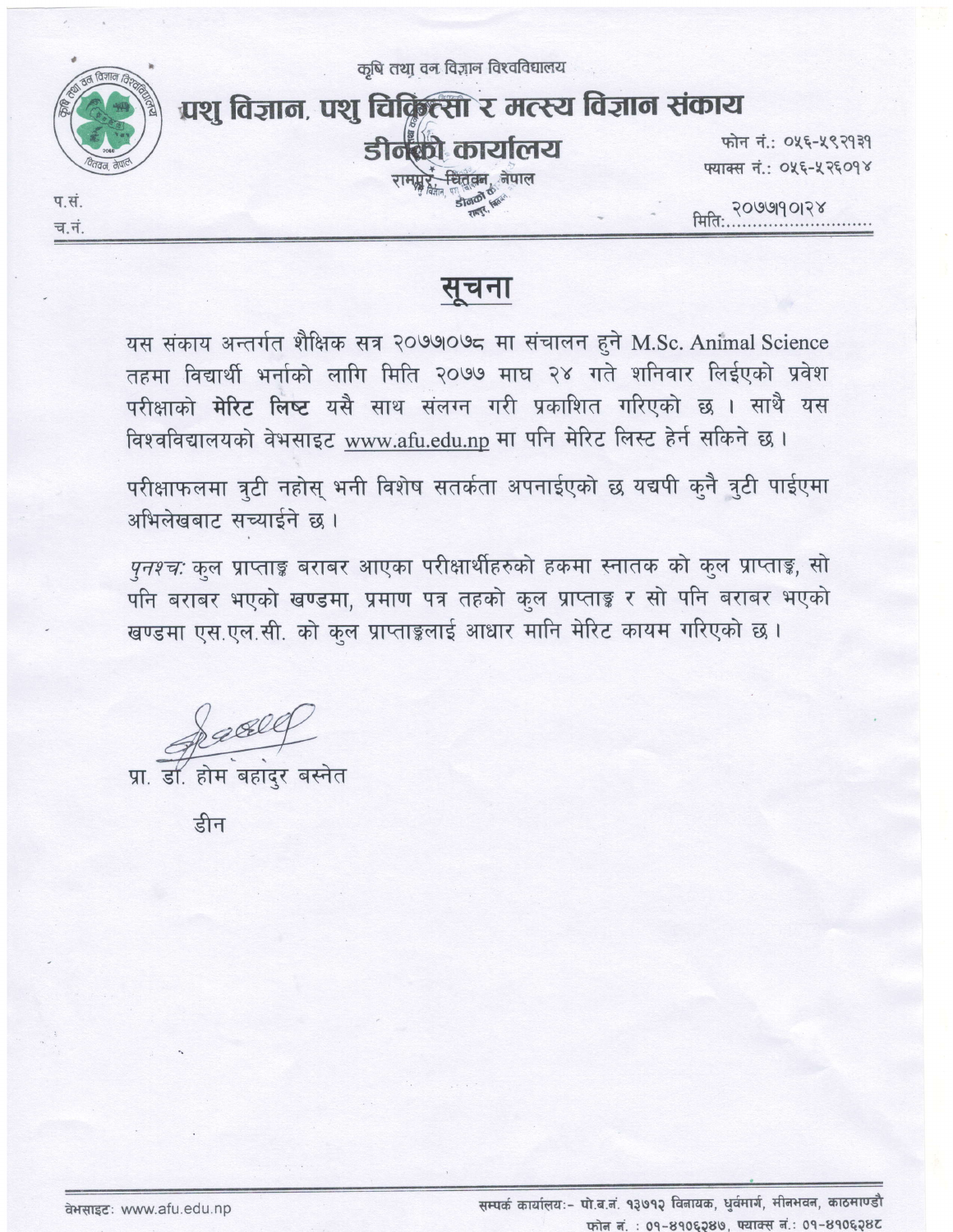कृषि तथा वन विज्ञान विश्वविद्यालय

# पशु विज्ञान, पशु चिकित्सा र मत्स्य विज्ञान संकाय

## डीनको कार्यालय

रामपुर, चितवन, नेपाल

फोन नं.: ०५६-५९२१३१
फ्याक्स नं.: ०५६-५२६०१४

प.सं.
च.नं.

मिति: २०७७।१०।२४

## सूचना

यस संकाय अन्तर्गत शैक्षिक सत्र २०७७/०७८ मा संचालन हुने M.Sc. Animal Science तहमा विद्यार्थी भर्नाको लागि मिति २०७७ माघ २४ गते शनिवार लिईएको प्रवेश परीक्षाको **मेरिट लिष्ट** यसै साथ संलग्न गरी प्रकाशित गरिएको छ । साथै यस विश्वविद्यालयको वेभसाइट www.afu.edu.np मा पनि मेरिट लिस्ट हेर्न सकिने छ ।

परीक्षाफलमा त्रुटी नहोस् भनी विशेष सतर्कता अपनाईएको छ यद्यपी कुनै त्रुटी पाईएमा अभिलेखबाट सच्याईने छ ।

*पुनश्चः* कुल प्राप्ताङ्क बराबर आएका परीक्षार्थीहरुको हकमा स्नातक को कुल प्राप्ताङ्क, सो पनि बराबर भएको खण्डमा, प्रमाण पत्र तहको कुल प्राप्ताङ्क र सो पनि बराबर भएको खण्डमा एस.एल.सी. को कुल प्राप्ताङ्कलाई आधार मानि मेरिट कायम गरिएको छ ।

प्रा. डा. होम बहादुर बस्नेत

डीन

वेभसाइट: www.afu.edu.np

सम्पर्क कार्यालय:- पो.ब.नं. १३७१२ विनायक, धुर्वमार्ग, मीनभवन, काठमाण्डौ
फोन नं. : ०१-४१०६२४७, फ्याक्स नं.: ०१-४१०६२४८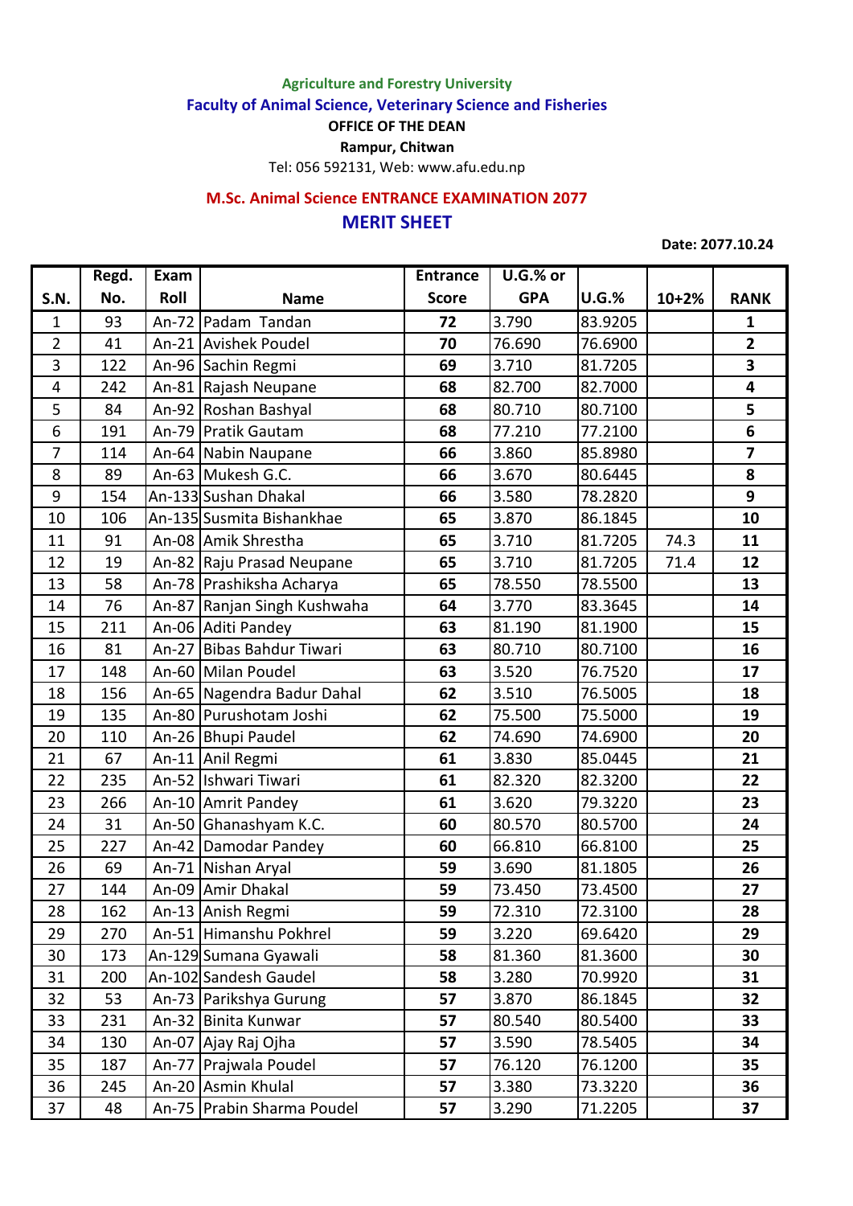Agriculture and Forestry University

**Faculty of Animal Science, Veterinary Science and Fisheries**

**OFFICE OF THE DEAN**

**Rampur, Chitwan**

Tel: 056 592131, Web: www.afu.edu.np

## M.Sc. Animal Science ENTRANCE EXAMINATION 2077

## MERIT SHEET

**Date: 2077.10.24**

| S.N. | Regd. No. | Exam Roll | Name | Entrance Score | U.G.% or GPA | U.G.% | 10+2% | RANK |
|---|---|---|---|---|---|---|---|---|
| 1 | 93 | An-72 | Padam Tandan | **72** | 3.790 | 83.9205 | | **1** |
| 2 | 41 | An-21 | Avishek Poudel | **70** | 76.690 | 76.6900 | | **2** |
| 3 | 122 | An-96 | Sachin Regmi | **69** | 3.710 | 81.7205 | | **3** |
| 4 | 242 | An-81 | Rajash Neupane | **68** | 82.700 | 82.7000 | | **4** |
| 5 | 84 | An-92 | Roshan Bashyal | **68** | 80.710 | 80.7100 | | **5** |
| 6 | 191 | An-79 | Pratik Gautam | **68** | 77.210 | 77.2100 | | **6** |
| 7 | 114 | An-64 | Nabin Naupane | **66** | 3.860 | 85.8980 | | **7** |
| 8 | 89 | An-63 | Mukesh G.C. | **66** | 3.670 | 80.6445 | | **8** |
| 9 | 154 | An-133 | Sushan Dhakal | **66** | 3.580 | 78.2820 | | **9** |
| 10 | 106 | An-135 | Susmita Bishankhae | **65** | 3.870 | 86.1845 | | **10** |
| 11 | 91 | An-08 | Amik Shrestha | **65** | 3.710 | 81.7205 | 74.3 | **11** |
| 12 | 19 | An-82 | Raju Prasad Neupane | **65** | 3.710 | 81.7205 | 71.4 | **12** |
| 13 | 58 | An-78 | Prashiksha Acharya | **65** | 78.550 | 78.5500 | | **13** |
| 14 | 76 | An-87 | Ranjan Singh Kushwaha | **64** | 3.770 | 83.3645 | | **14** |
| 15 | 211 | An-06 | Aditi Pandey | **63** | 81.190 | 81.1900 | | **15** |
| 16 | 81 | An-27 | Bibas Bahdur Tiwari | **63** | 80.710 | 80.7100 | | **16** |
| 17 | 148 | An-60 | Milan Poudel | **63** | 3.520 | 76.7520 | | **17** |
| 18 | 156 | An-65 | Nagendra Badur Dahal | **62** | 3.510 | 76.5005 | | **18** |
| 19 | 135 | An-80 | Purushotam Joshi | **62** | 75.500 | 75.5000 | | **19** |
| 20 | 110 | An-26 | Bhupi Paudel | **62** | 74.690 | 74.6900 | | **20** |
| 21 | 67 | An-11 | Anil Regmi | **61** | 3.830 | 85.0445 | | **21** |
| 22 | 235 | An-52 | Ishwari Tiwari | **61** | 82.320 | 82.3200 | | **22** |
| 23 | 266 | An-10 | Amrit Pandey | **61** | 3.620 | 79.3220 | | **23** |
| 24 | 31 | An-50 | Ghanashyam K.C. | **60** | 80.570 | 80.5700 | | **24** |
| 25 | 227 | An-42 | Damodar Pandey | **60** | 66.810 | 66.8100 | | **25** |
| 26 | 69 | An-71 | Nishan Aryal | **59** | 3.690 | 81.1805 | | **26** |
| 27 | 144 | An-09 | Amir Dhakal | **59** | 73.450 | 73.4500 | | **27** |
| 28 | 162 | An-13 | Anish Regmi | **59** | 72.310 | 72.3100 | | **28** |
| 29 | 270 | An-51 | Himanshu Pokhrel | **59** | 3.220 | 69.6420 | | **29** |
| 30 | 173 | An-129 | Sumana Gyawali | **58** | 81.360 | 81.3600 | | **30** |
| 31 | 200 | An-102 | Sandesh Gaudel | **58** | 3.280 | 70.9920 | | **31** |
| 32 | 53 | An-73 | Parikshya Gurung | **57** | 3.870 | 86.1845 | | **32** |
| 33 | 231 | An-32 | Binita Kunwar | **57** | 80.540 | 80.5400 | | **33** |
| 34 | 130 | An-07 | Ajay Raj Ojha | **57** | 3.590 | 78.5405 | | **34** |
| 35 | 187 | An-77 | Prajwala Poudel | **57** | 76.120 | 76.1200 | | **35** |
| 36 | 245 | An-20 | Asmin Khulal | **57** | 3.380 | 73.3220 | | **36** |
| 37 | 48 | An-75 | Prabin Sharma Poudel | **57** | 3.290 | 71.2205 | | **37** |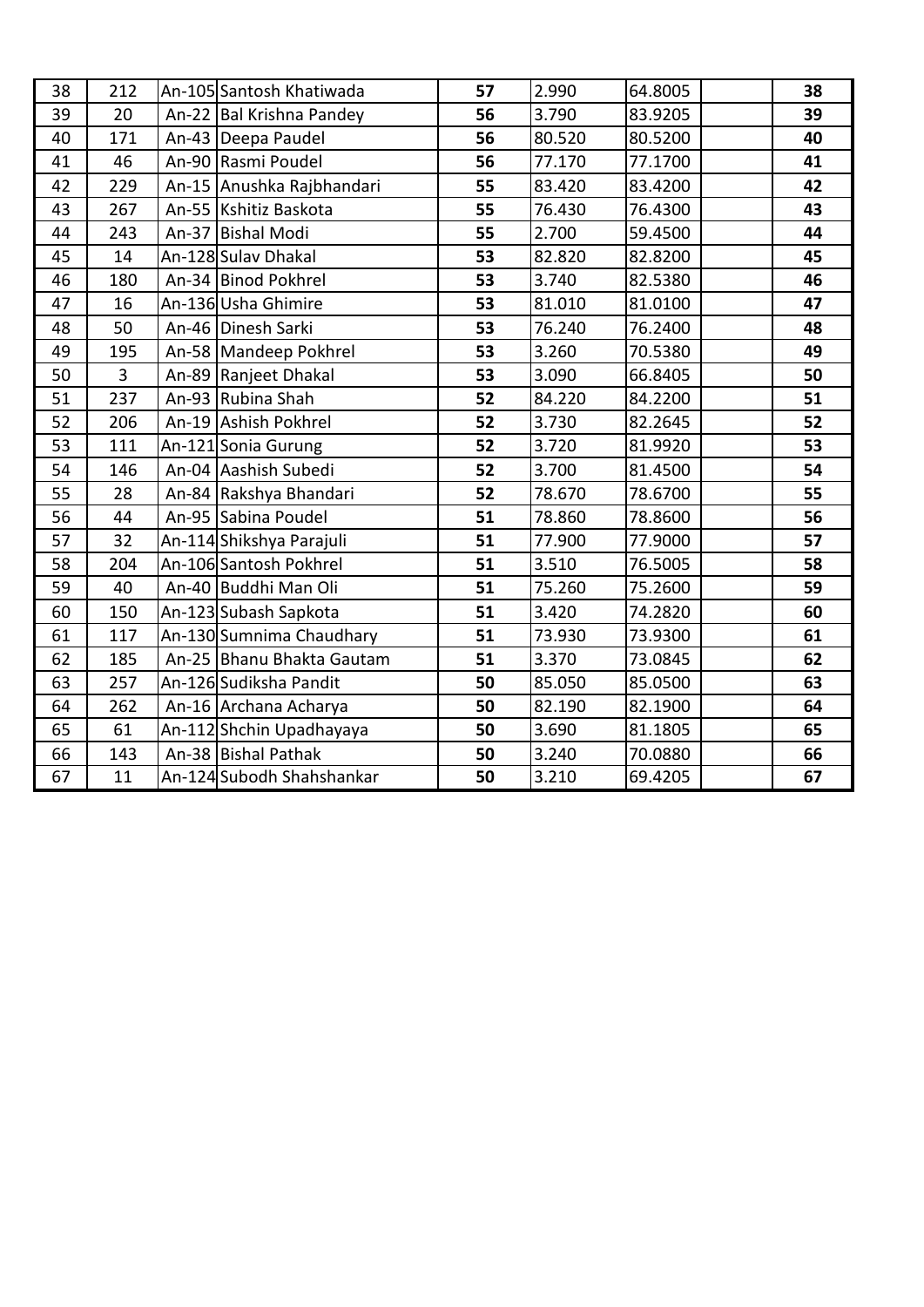| | | | | | | | | |
|---|---|---|---|---|---|---|---|---|
| 38 | 212 | An-105 | Santosh Khatiwada | **57** | 2.990 | 64.8005 | | **38** |
| 39 | 20 | An-22 | Bal Krishna Pandey | **56** | 3.790 | 83.9205 | | **39** |
| 40 | 171 | An-43 | Deepa Paudel | **56** | 80.520 | 80.5200 | | **40** |
| 41 | 46 | An-90 | Rasmi Poudel | **56** | 77.170 | 77.1700 | | **41** |
| 42 | 229 | An-15 | Anushka Rajbhandari | **55** | 83.420 | 83.4200 | | **42** |
| 43 | 267 | An-55 | Kshitiz Baskota | **55** | 76.430 | 76.4300 | | **43** |
| 44 | 243 | An-37 | Bishal Modi | **55** | 2.700 | 59.4500 | | **44** |
| 45 | 14 | An-128 | Sulav Dhakal | **53** | 82.820 | 82.8200 | | **45** |
| 46 | 180 | An-34 | Binod Pokhrel | **53** | 3.740 | 82.5380 | | **46** |
| 47 | 16 | An-136 | Usha Ghimire | **53** | 81.010 | 81.0100 | | **47** |
| 48 | 50 | An-46 | Dinesh Sarki | **53** | 76.240 | 76.2400 | | **48** |
| 49 | 195 | An-58 | Mandeep Pokhrel | **53** | 3.260 | 70.5380 | | **49** |
| 50 | 3 | An-89 | Ranjeet Dhakal | **53** | 3.090 | 66.8405 | | **50** |
| 51 | 237 | An-93 | Rubina Shah | **52** | 84.220 | 84.2200 | | **51** |
| 52 | 206 | An-19 | Ashish Pokhrel | **52** | 3.730 | 82.2645 | | **52** |
| 53 | 111 | An-121 | Sonia Gurung | **52** | 3.720 | 81.9920 | | **53** |
| 54 | 146 | An-04 | Aashish Subedi | **52** | 3.700 | 81.4500 | | **54** |
| 55 | 28 | An-84 | Rakshya Bhandari | **52** | 78.670 | 78.6700 | | **55** |
| 56 | 44 | An-95 | Sabina Poudel | **51** | 78.860 | 78.8600 | | **56** |
| 57 | 32 | An-114 | Shikshya Parajuli | **51** | 77.900 | 77.9000 | | **57** |
| 58 | 204 | An-106 | Santosh Pokhrel | **51** | 3.510 | 76.5005 | | **58** |
| 59 | 40 | An-40 | Buddhi Man Oli | **51** | 75.260 | 75.2600 | | **59** |
| 60 | 150 | An-123 | Subash Sapkota | **51** | 3.420 | 74.2820 | | **60** |
| 61 | 117 | An-130 | Sumnima Chaudhary | **51** | 73.930 | 73.9300 | | **61** |
| 62 | 185 | An-25 | Bhanu Bhakta Gautam | **51** | 3.370 | 73.0845 | | **62** |
| 63 | 257 | An-126 | Sudiksha Pandit | **50** | 85.050 | 85.0500 | | **63** |
| 64 | 262 | An-16 | Archana Acharya | **50** | 82.190 | 82.1900 | | **64** |
| 65 | 61 | An-112 | Shchin Upadhayaya | **50** | 3.690 | 81.1805 | | **65** |
| 66 | 143 | An-38 | Bishal Pathak | **50** | 3.240 | 70.0880 | | **66** |
| 67 | 11 | An-124 | Subodh Shahshankar | **50** | 3.210 | 69.4205 | | **67** |